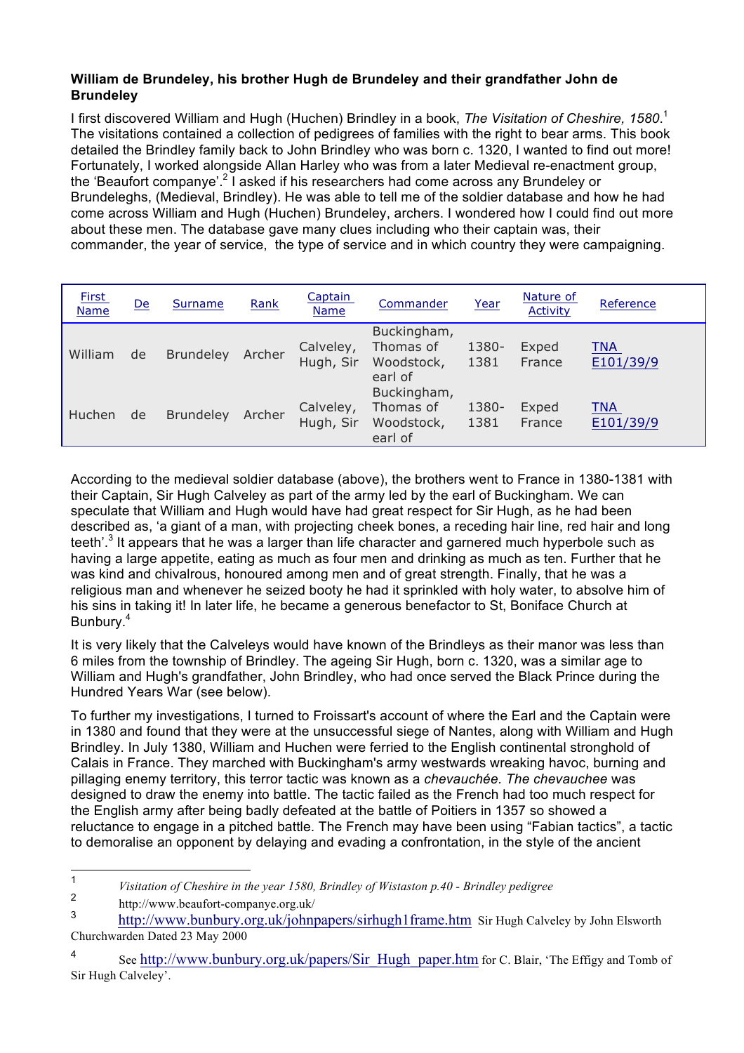**William de Brundeley, his brother Hugh de Brundeley and their grandfather John de Brundeley**

I first discovered William and Hugh (Huchen) Brindley in a book, *The Visitation of Cheshire, 1580*.[1] The visitations contained a collection of pedigrees of families with the right to bear arms. This book detailed the Brindley family back to John Brindley who was born c. 1320, I wanted to find out more! Fortunately, I worked alongside Allan Harley who was from a later Medieval re-enactment group, the 'Beaufort companye'.[2] I asked if his researchers had come across any Brundeley or Brundeleghs, (Medieval, Brindley). He was able to tell me of the soldier database and how he had come across William and Hugh (Huchen) Brundeley, archers. I wondered how I could find out more about these men. The database gave many clues including who their captain was, their commander, the year of service, the type of service and in which country they were campaigning.

| First Name | De | Surname | Rank | Captain Name | Commander | Year | Nature of Activity | Reference |
|---|---|---|---|---|---|---|---|---|
| William | de | Brundeley | Archer | Calveley, Hugh, Sir | Buckingham, Thomas of Woodstock, earl of | 1380-1381 | Exped France | TNA E101/39/9 |
| Huchen | de | Brundeley | Archer | Calveley, Hugh, Sir | Buckingham, Thomas of Woodstock, earl of | 1380-1381 | Exped France | TNA E101/39/9 |

According to the medieval soldier database (above), the brothers went to France in 1380-1381 with their Captain, Sir Hugh Calveley as part of the army led by the earl of Buckingham. We can speculate that William and Hugh would have had great respect for Sir Hugh, as he had been described as, 'a giant of a man, with projecting cheek bones, a receding hair line, red hair and long teeth'.[3] It appears that he was a larger than life character and garnered much hyperbole such as having a large appetite, eating as much as four men and drinking as much as ten. Further that he was kind and chivalrous, honoured among men and of great strength. Finally, that he was a religious man and whenever he seized booty he had it sprinkled with holy water, to absolve him of his sins in taking it! In later life, he became a generous benefactor to St, Boniface Church at Bunbury.[4]

It is very likely that the Calveleys would have known of the Brindleys as their manor was less than 6 miles from the township of Brindley. The ageing Sir Hugh, born c. 1320, was a similar age to William and Hugh's grandfather, John Brindley, who had once served the Black Prince during the Hundred Years War (see below).

To further my investigations, I turned to Froissart's account of where the Earl and the Captain were in 1380 and found that they were at the unsuccessful siege of Nantes, along with William and Hugh Brindley. In July 1380, William and Huchen were ferried to the English continental stronghold of Calais in France. They marched with Buckingham's army westwards wreaking havoc, burning and pillaging enemy territory, this terror tactic was known as a *chevauchée. The chevauchee* was designed to draw the enemy into battle. The tactic failed as the French had too much respect for the English army after being badly defeated at the battle of Poitiers in 1357 so showed a reluctance to engage in a pitched battle. The French may have been using "Fabian tactics", a tactic to demoralise an opponent by delaying and evading a confrontation, in the style of the ancient

---

[1] *Visitation of Cheshire in the year 1580, Brindley of Wistaston p.40 - Brindley pedigree*

[2] http://www.beaufort-companye.org.uk/

[3] http://www.bunbury.org.uk/johnpapers/sirhugh1frame.htm Sir Hugh Calveley by John Elsworth Churchwarden Dated 23 May 2000

[4] See http://www.bunbury.org.uk/papers/Sir_Hugh_paper.htm for C. Blair, 'The Effigy and Tomb of Sir Hugh Calveley'.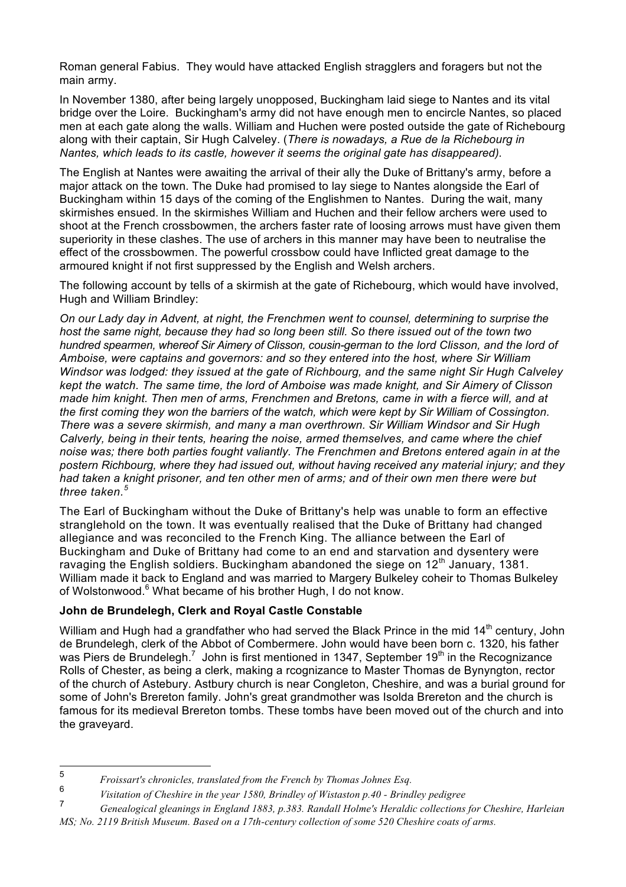Roman general Fabius. They would have attacked English stragglers and foragers but not the main army.

In November 1380, after being largely unopposed, Buckingham laid siege to Nantes and its vital bridge over the Loire. Buckingham's army did not have enough men to encircle Nantes, so placed men at each gate along the walls. William and Huchen were posted outside the gate of Richebourg along with their captain, Sir Hugh Calveley. (*There is nowadays, a Rue de la Richebourg in Nantes, which leads to its castle, however it seems the original gate has disappeared).*

The English at Nantes were awaiting the arrival of their ally the Duke of Brittany's army, before a major attack on the town. The Duke had promised to lay siege to Nantes alongside the Earl of Buckingham within 15 days of the coming of the Englishmen to Nantes. During the wait, many skirmishes ensued. In the skirmishes William and Huchen and their fellow archers were used to shoot at the French crossbowmen, the archers faster rate of loosing arrows must have given them superiority in these clashes. The use of archers in this manner may have been to neutralise the effect of the crossbowmen. The powerful crossbow could have Inflicted great damage to the armoured knight if not first suppressed by the English and Welsh archers.

The following account by tells of a skirmish at the gate of Richebourg, which would have involved, Hugh and William Brindley:

*On our Lady day in Advent, at night, the Frenchmen went to counsel, determining to surprise the host the same night, because they had so long been still. So there issued out of the town two hundred spearmen, whereof Sir Aimery of Clisson, cousin-german to the lord Clisson, and the lord of Amboise, were captains and governors: and so they entered into the host, where Sir William Windsor was lodged: they issued at the gate of Richbourg, and the same night Sir Hugh Calveley kept the watch. The same time, the lord of Amboise was made knight, and Sir Aimery of Clisson made him knight. Then men of arms, Frenchmen and Bretons, came in with a fierce will, and at the first coming they won the barriers of the watch, which were kept by Sir William of Cossington. There was a severe skirmish, and many a man overthrown. Sir William Windsor and Sir Hugh Calverly, being in their tents, hearing the noise, armed themselves, and came where the chief noise was; there both parties fought valiantly. The Frenchmen and Bretons entered again in at the postern Richbourg, where they had issued out, without having received any material injury; and they had taken a knight prisoner, and ten other men of arms; and of their own men there were but three taken.*[5]

The Earl of Buckingham without the Duke of Brittany's help was unable to form an effective stranglehold on the town. It was eventually realised that the Duke of Brittany had changed allegiance and was reconciled to the French King. The alliance between the Earl of Buckingham and Duke of Brittany had come to an end and starvation and dysentery were ravaging the English soldiers. Buckingham abandoned the siege on 12th January, 1381. William made it back to England and was married to Margery Bulkeley coheir to Thomas Bulkeley of Wolstonwood.[6] What became of his brother Hugh, I do not know.

**John de Brundelegh, Clerk and Royal Castle Constable**

William and Hugh had a grandfather who had served the Black Prince in the mid 14th century, John de Brundelegh, clerk of the Abbot of Combermere. John would have been born c. 1320, his father was Piers de Brundelegh.[7] John is first mentioned in 1347, September 19th in the Recognizance Rolls of Chester, as being a clerk, making a rcognizance to Master Thomas de Bynyngton, rector of the church of Astebury. Astbury church is near Congleton, Cheshire, and was a burial ground for some of John's Brereton family. John's great grandmother was Isolda Brereton and the church is famous for its medieval Brereton tombs. These tombs have been moved out of the church and into the graveyard.

---

5 *Froissart's chronicles, translated from the French by Thomas Johnes Esq.*

6 *Visitation of Cheshire in the year 1580, Brindley of Wistaston p.40 - Brindley pedigree*

7 *Genealogical gleanings in England 1883, p.383. Randall Holme's Heraldic collections for Cheshire, Harleian MS; No. 2119 British Museum. Based on a 17th-century collection of some 520 Cheshire coats of arms.*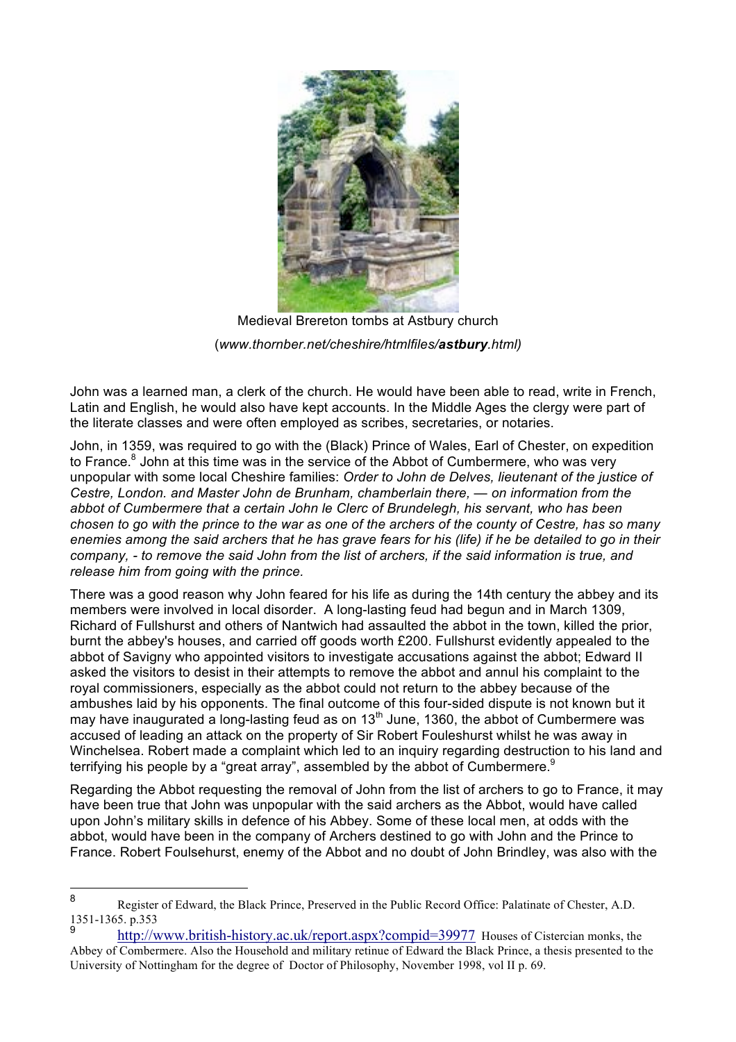Medieval Brereton tombs at Astbury church

(*www.thornber.net/cheshire/htmlfiles/**astbury**.html)*

John was a learned man, a clerk of the church. He would have been able to read, write in French, Latin and English, he would also have kept accounts. In the Middle Ages the clergy were part of the literate classes and were often employed as scribes, secretaries, or notaries.

John, in 1359, was required to go with the (Black) Prince of Wales, Earl of Chester, on expedition to France.[8] John at this time was in the service of the Abbot of Cumbermere, who was very unpopular with some local Cheshire families: *Order to John de Delves, lieutenant of the justice of Cestre, London. and Master John de Brunham, chamberlain there, — on information from the abbot of Cumbermere that a certain John le Clerc of Brundelegh, his servant, who has been chosen to go with the prince to the war as one of the archers of the county of Cestre, has so many enemies among the said archers that he has grave fears for his (life) if he be detailed to go in their company, - to remove the said John from the list of archers, if the said information is true, and release him from going with the prince.*

There was a good reason why John feared for his life as during the 14th century the abbey and its members were involved in local disorder. A long-lasting feud had begun and in March 1309, Richard of Fullshurst and others of Nantwich had assaulted the abbot in the town, killed the prior, burnt the abbey's houses, and carried off goods worth £200. Fullshurst evidently appealed to the abbot of Savigny who appointed visitors to investigate accusations against the abbot; Edward II asked the visitors to desist in their attempts to remove the abbot and annul his complaint to the royal commissioners, especially as the abbot could not return to the abbey because of the ambushes laid by his opponents. The final outcome of this four-sided dispute is not known but it may have inaugurated a long-lasting feud as on 13th June, 1360, the abbot of Cumbermere was accused of leading an attack on the property of Sir Robert Fouleshurst whilst he was away in Winchelsea. Robert made a complaint which led to an inquiry regarding destruction to his land and terrifying his people by a "great array", assembled by the abbot of Cumbermere.[9]

Regarding the Abbot requesting the removal of John from the list of archers to go to France, it may have been true that John was unpopular with the said archers as the Abbot, would have called upon John's military skills in defence of his Abbey. Some of these local men, at odds with the abbot, would have been in the company of Archers destined to go with John and the Prince to France. Robert Foulsehurst, enemy of the Abbot and no doubt of John Brindley, was also with the

---

[8] Register of Edward, the Black Prince, Preserved in the Public Record Office: Palatinate of Chester, A.D. 1351-1365. p.353

[9] http://www.british-history.ac.uk/report.aspx?compid=39977 Houses of Cistercian monks, the Abbey of Combermere. Also the Household and military retinue of Edward the Black Prince, a thesis presented to the University of Nottingham for the degree of Doctor of Philosophy, November 1998, vol II p. 69.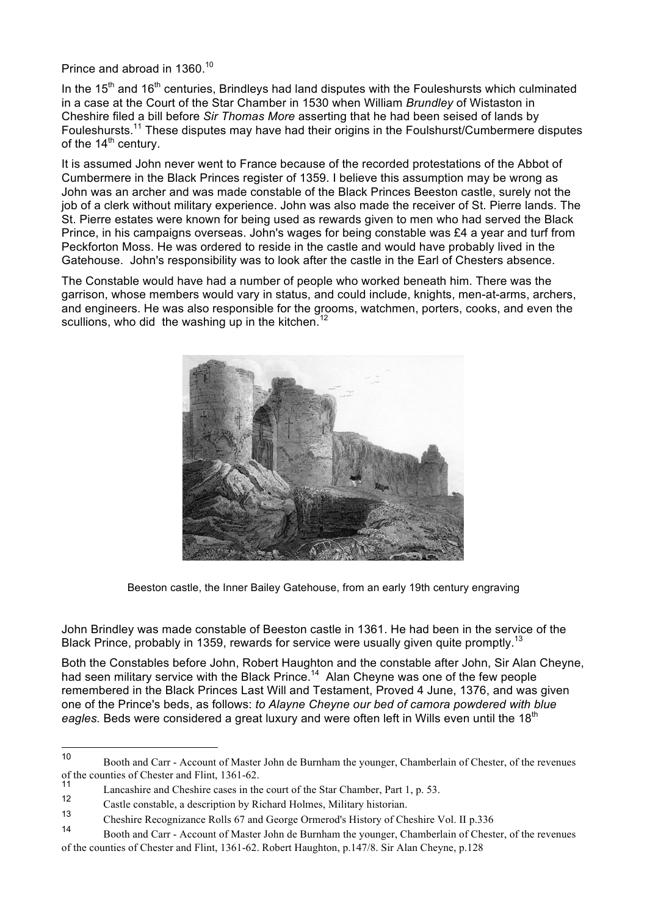Prince and abroad in 1360.[10]

In the 15th and 16th centuries, Brindleys had land disputes with the Fouleshursts which culminated in a case at the Court of the Star Chamber in 1530 when William *Brundley* of Wistaston in Cheshire filed a bill before *Sir Thomas More* asserting that he had been seised of lands by Fouleshursts.[11] These disputes may have had their origins in the Foulshurst/Cumbermere disputes of the 14th century.

It is assumed John never went to France because of the recorded protestations of the Abbot of Cumbermere in the Black Princes register of 1359. I believe this assumption may be wrong as John was an archer and was made constable of the Black Princes Beeston castle, surely not the job of a clerk without military experience. John was also made the receiver of St. Pierre lands. The St. Pierre estates were known for being used as rewards given to men who had served the Black Prince, in his campaigns overseas. John's wages for being constable was £4 a year and turf from Peckforton Moss. He was ordered to reside in the castle and would have probably lived in the Gatehouse. John's responsibility was to look after the castle in the Earl of Chesters absence.

The Constable would have had a number of people who worked beneath him. There was the garrison, whose members would vary in status, and could include, knights, men-at-arms, archers, and engineers. He was also responsible for the grooms, watchmen, porters, cooks, and even the scullions, who did the washing up in the kitchen.[12]

Beeston castle, the Inner Bailey Gatehouse, from an early 19th century engraving

John Brindley was made constable of Beeston castle in 1361. He had been in the service of the Black Prince, probably in 1359, rewards for service were usually given quite promptly.[13]

Both the Constables before John, Robert Haughton and the constable after John, Sir Alan Cheyne, had seen military service with the Black Prince.[14] Alan Cheyne was one of the few people remembered in the Black Princes Last Will and Testament, Proved 4 June, 1376, and was given one of the Prince's beds, as follows: *to Alayne Cheyne our bed of camora powdered with blue eagles.* Beds were considered a great luxury and were often left in Wills even until the 18th

---

[10] Booth and Carr - Account of Master John de Burnham the younger, Chamberlain of Chester, of the revenues of the counties of Chester and Flint, 1361-62.

[11] Lancashire and Cheshire cases in the court of the Star Chamber, Part 1, p. 53.

[12] Castle constable, a description by Richard Holmes, Military historian.

[13] Cheshire Recognizance Rolls 67 and George Ormerod's History of Cheshire Vol. II p.336

[14] Booth and Carr - Account of Master John de Burnham the younger, Chamberlain of Chester, of the revenues of the counties of Chester and Flint, 1361-62. Robert Haughton, p.147/8. Sir Alan Cheyne, p.128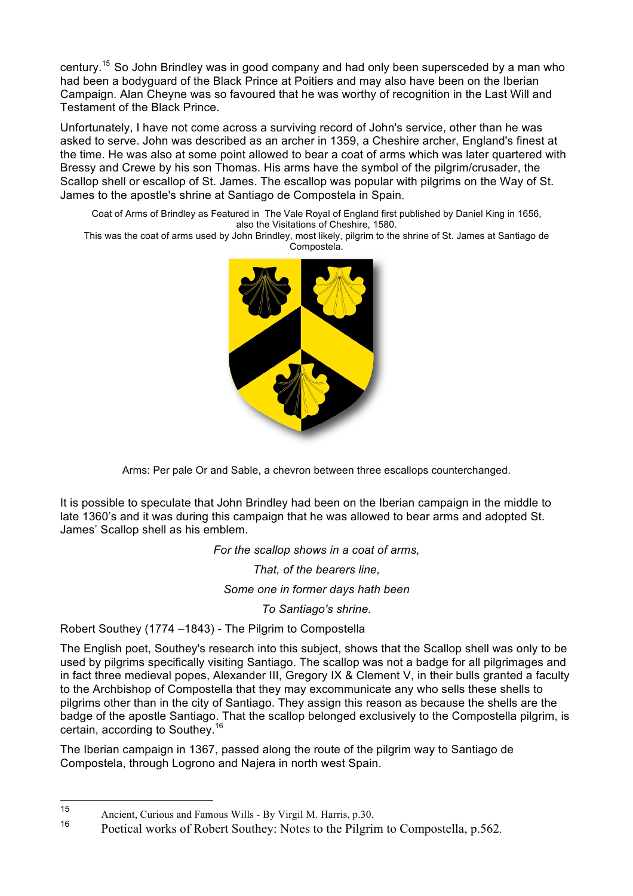century.[15] So John Brindley was in good company and had only been superseded by a man who had been a bodyguard of the Black Prince at Poitiers and may also have been on the Iberian Campaign. Alan Cheyne was so favoured that he was worthy of recognition in the Last Will and Testament of the Black Prince.

Unfortunately, I have not come across a surviving record of John's service, other than he was asked to serve. John was described as an archer in 1359, a Cheshire archer, England's finest at the time. He was also at some point allowed to bear a coat of arms which was later quartered with Bressy and Crewe by his son Thomas. His arms have the symbol of the pilgrim/crusader, the Scallop shell or escallop of St. James. The escallop was popular with pilgrims on the Way of St. James to the apostle's shrine at Santiago de Compostela in Spain.

Coat of Arms of Brindley as Featured in The Vale Royal of England first published by Daniel King in 1656, also the Visitations of Cheshire, 1580.
This was the coat of arms used by John Brindley, most likely, pilgrim to the shrine of St. James at Santiago de Compostela.

Arms: Per pale Or and Sable, a chevron between three escallops counterchanged.

It is possible to speculate that John Brindley had been on the Iberian campaign in the middle to late 1360's and it was during this campaign that he was allowed to bear arms and adopted St. James' Scallop shell as his emblem.

*For the scallop shows in a coat of arms,*

*That, of the bearers line,*

*Some one in former days hath been*

*To Santiago's shrine.*

Robert Southey (1774 –1843) - The Pilgrim to Compostella

The English poet, Southey's research into this subject, shows that the Scallop shell was only to be used by pilgrims specifically visiting Santiago. The scallop was not a badge for all pilgrimages and in fact three medieval popes, Alexander III, Gregory IX & Clement V, in their bulls granted a faculty to the Archbishop of Compostella that they may excommunicate any who sells these shells to pilgrims other than in the city of Santiago. They assign this reason as because the shells are the badge of the apostle Santiago. That the scallop belonged exclusively to the Compostella pilgrim, is certain, according to Southey.[16]

The Iberian campaign in 1367, passed along the route of the pilgrim way to Santiago de Compostela, through Logrono and Najera in north west Spain.

---

[15] Ancient, Curious and Famous Wills - By Virgil M. Harris, p.30.

[16] Poetical works of Robert Southey: Notes to the Pilgrim to Compostella, p.562.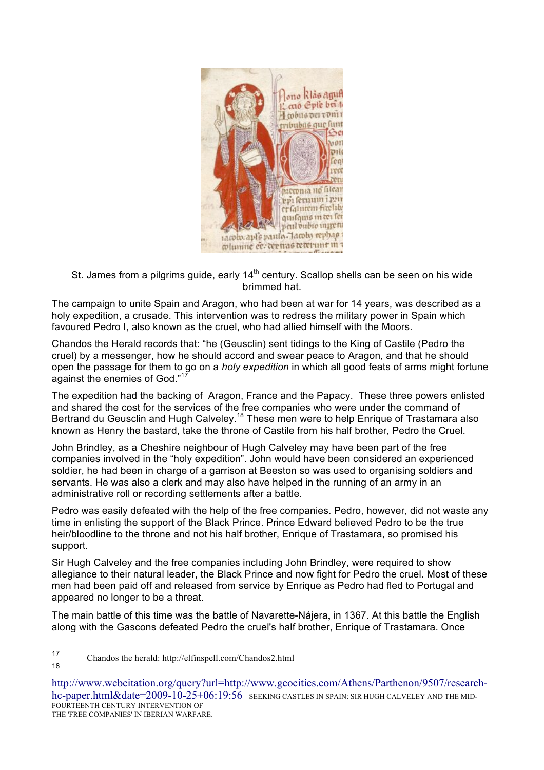St. James from a pilgrims guide, early 14th century. Scallop shells can be seen on his wide brimmed hat.

The campaign to unite Spain and Aragon, who had been at war for 14 years, was described as a holy expedition, a crusade. This intervention was to redress the military power in Spain which favoured Pedro I, also known as the cruel, who had allied himself with the Moors.

Chandos the Herald records that: "he (Geusclin) sent tidings to the King of Castile (Pedro the cruel) by a messenger, how he should accord and swear peace to Aragon, and that he should open the passage for them to go on a *holy expedition* in which all good feats of arms might fortune against the enemies of God."[17]

The expedition had the backing of Aragon, France and the Papacy. These three powers enlisted and shared the cost for the services of the free companies who were under the command of Bertrand du Geusclin and Hugh Calveley.[18] These men were to help Enrique of Trastamara also known as Henry the bastard, take the throne of Castile from his half brother, Pedro the Cruel.

John Brindley, as a Cheshire neighbour of Hugh Calveley may have been part of the free companies involved in the "holy expedition". John would have been considered an experienced soldier, he had been in charge of a garrison at Beeston so was used to organising soldiers and servants. He was also a clerk and may also have helped in the running of an army in an administrative roll or recording settlements after a battle.

Pedro was easily defeated with the help of the free companies. Pedro, however, did not waste any time in enlisting the support of the Black Prince. Prince Edward believed Pedro to be the true heir/bloodline to the throne and not his half brother, Enrique of Trastamara, so promised his support.

Sir Hugh Calveley and the free companies including John Brindley, were required to show allegiance to their natural leader, the Black Prince and now fight for Pedro the cruel. Most of these men had been paid off and released from service by Enrique as Pedro had fled to Portugal and appeared no longer to be a threat.

The main battle of this time was the battle of Navarette-Nájera, in 1367. At this battle the English along with the Gascons defeated Pedro the cruel's half brother, Enrique of Trastamara. Once

---

17 Chandos the herald: http://elfinspell.com/Chandos2.html

18 http://www.webcitation.org/query?url=http://www.geocities.com/Athens/Parthenon/9507/research-hc-paper.html&date=2009-10-25+06:19:56 SEEKING CASTLES IN SPAIN: SIR HUGH CALVELEY AND THE MID-FOURTEENTH CENTURY INTERVENTION OF THE 'FREE COMPANIES' IN IBERIAN WARFARE.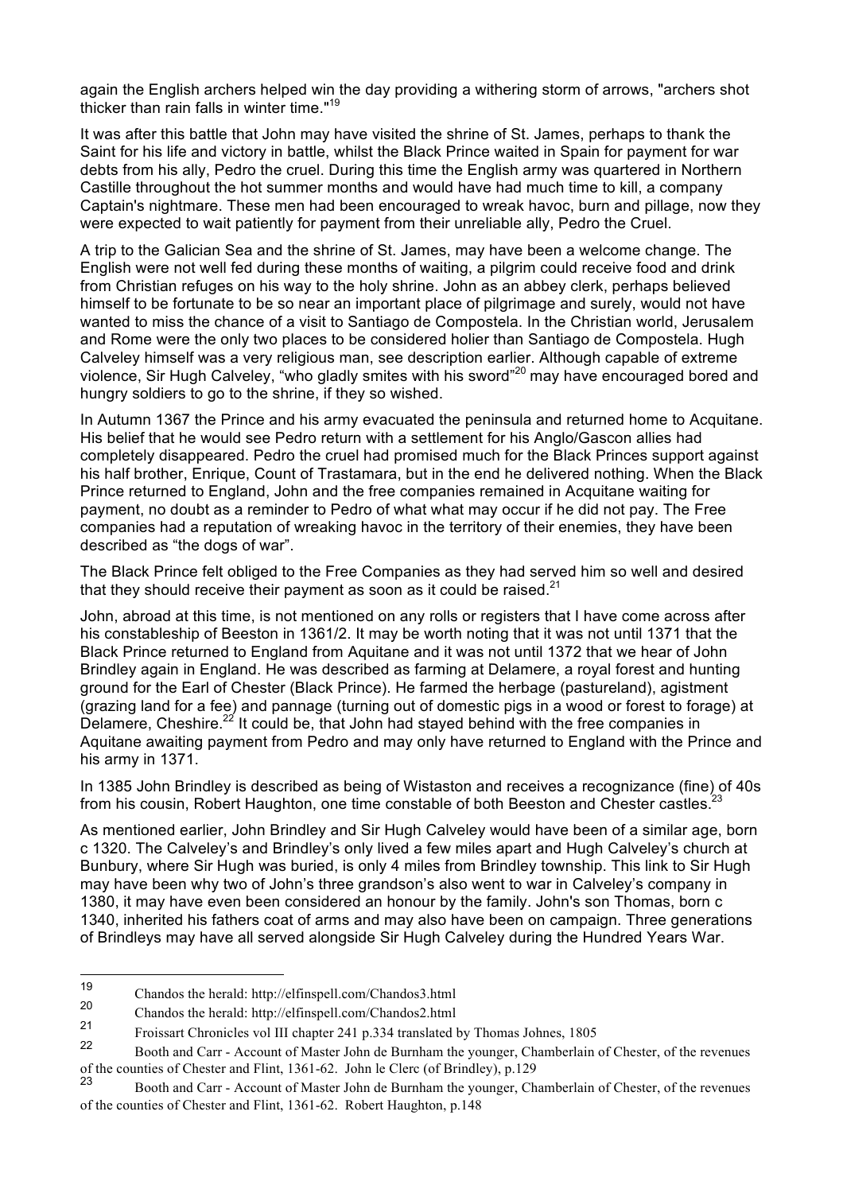again the English archers helped win the day providing a withering storm of arrows, "archers shot thicker than rain falls in winter time."[19]

It was after this battle that John may have visited the shrine of St. James, perhaps to thank the Saint for his life and victory in battle, whilst the Black Prince waited in Spain for payment for war debts from his ally, Pedro the cruel. During this time the English army was quartered in Northern Castille throughout the hot summer months and would have had much time to kill, a company Captain's nightmare. These men had been encouraged to wreak havoc, burn and pillage, now they were expected to wait patiently for payment from their unreliable ally, Pedro the Cruel.

A trip to the Galician Sea and the shrine of St. James, may have been a welcome change. The English were not well fed during these months of waiting, a pilgrim could receive food and drink from Christian refuges on his way to the holy shrine. John as an abbey clerk, perhaps believed himself to be fortunate to be so near an important place of pilgrimage and surely, would not have wanted to miss the chance of a visit to Santiago de Compostela. In the Christian world, Jerusalem and Rome were the only two places to be considered holier than Santiago de Compostela. Hugh Calveley himself was a very religious man, see description earlier. Although capable of extreme violence, Sir Hugh Calveley, "who gladly smites with his sword"[20] may have encouraged bored and hungry soldiers to go to the shrine, if they so wished.

In Autumn 1367 the Prince and his army evacuated the peninsula and returned home to Acquitane. His belief that he would see Pedro return with a settlement for his Anglo/Gascon allies had completely disappeared. Pedro the cruel had promised much for the Black Princes support against his half brother, Enrique, Count of Trastamara, but in the end he delivered nothing. When the Black Prince returned to England, John and the free companies remained in Acquitane waiting for payment, no doubt as a reminder to Pedro of what what may occur if he did not pay. The Free companies had a reputation of wreaking havoc in the territory of their enemies, they have been described as "the dogs of war".

The Black Prince felt obliged to the Free Companies as they had served him so well and desired that they should receive their payment as soon as it could be raised.[21]

John, abroad at this time, is not mentioned on any rolls or registers that I have come across after his constableship of Beeston in 1361/2. It may be worth noting that it was not until 1371 that the Black Prince returned to England from Aquitane and it was not until 1372 that we hear of John Brindley again in England. He was described as farming at Delamere, a royal forest and hunting ground for the Earl of Chester (Black Prince). He farmed the herbage (pastureland), agistment (grazing land for a fee) and pannage (turning out of domestic pigs in a wood or forest to forage) at Delamere, Cheshire.[22] It could be, that John had stayed behind with the free companies in Aquitane awaiting payment from Pedro and may only have returned to England with the Prince and his army in 1371.

In 1385 John Brindley is described as being of Wistaston and receives a recognizance (fine) of 40s from his cousin, Robert Haughton, one time constable of both Beeston and Chester castles.[23]

As mentioned earlier, John Brindley and Sir Hugh Calveley would have been of a similar age, born c 1320. The Calveley's and Brindley's only lived a few miles apart and Hugh Calveley's church at Bunbury, where Sir Hugh was buried, is only 4 miles from Brindley township. This link to Sir Hugh may have been why two of John's three grandson's also went to war in Calveley's company in 1380, it may have even been considered an honour by the family. John's son Thomas, born c 1340, inherited his fathers coat of arms and may also have been on campaign. Three generations of Brindleys may have all served alongside Sir Hugh Calveley during the Hundred Years War.

---

19 Chandos the herald: http://elfinspell.com/Chandos3.html

20 Chandos the herald: http://elfinspell.com/Chandos2.html

21 Froissart Chronicles vol III chapter 241 p.334 translated by Thomas Johnes, 1805

22 Booth and Carr - Account of Master John de Burnham the younger, Chamberlain of Chester, of the revenues of the counties of Chester and Flint, 1361-62. John le Clerc (of Brindley), p.129

23 Booth and Carr - Account of Master John de Burnham the younger, Chamberlain of Chester, of the revenues of the counties of Chester and Flint, 1361-62. Robert Haughton, p.148